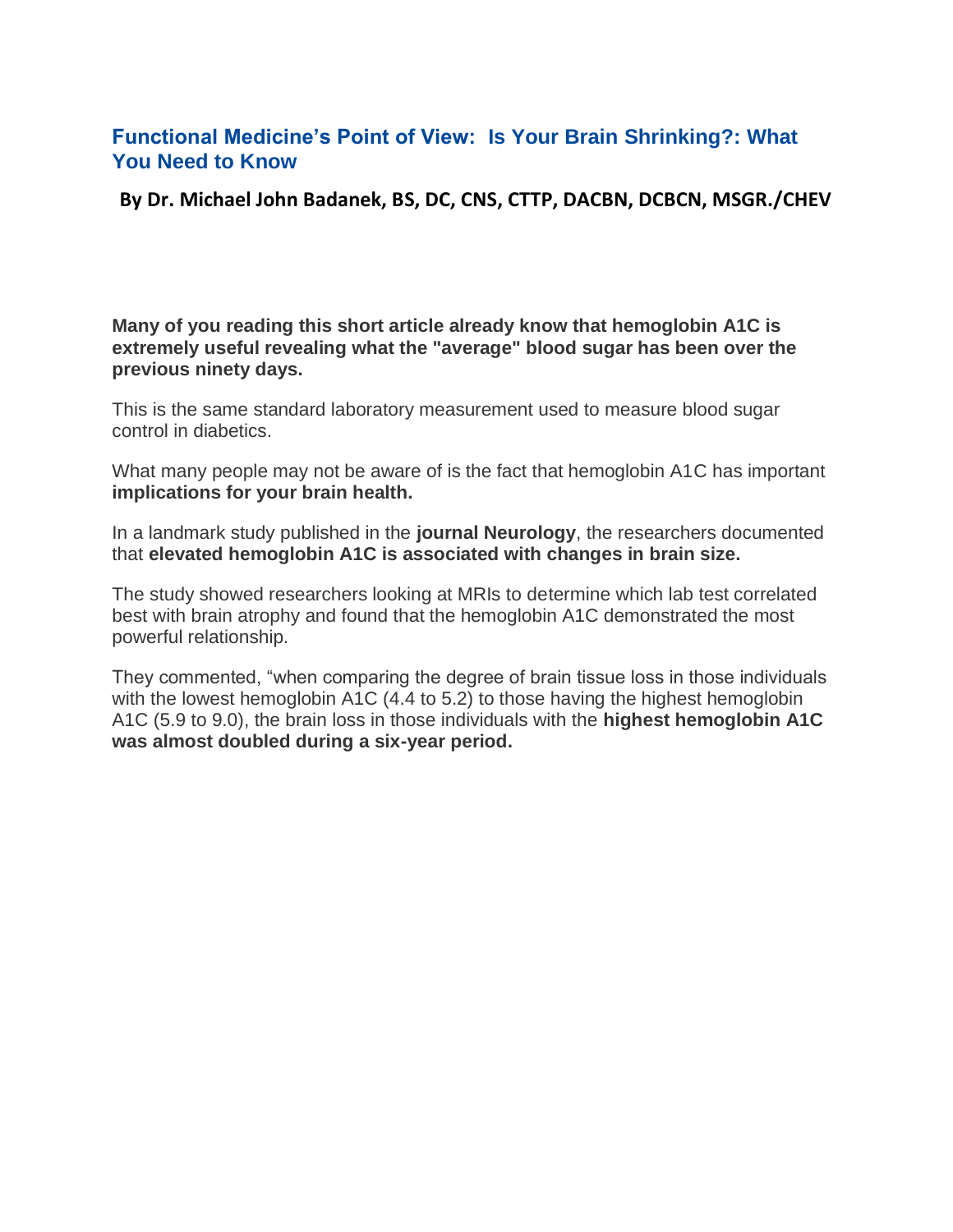## Functional Medicine's Point of View: Is Your Brain Shrinking?: What You Need to Know

**By Dr. Michael John Badanek, BS, DC, CNS, CTTP, DACBN, DCBCN, MSGR./CHEV**

**Many of you reading this short article already know that hemoglobin A1C is extremely useful revealing what the "average" blood sugar has been over the previous ninety days.**

This is the same standard laboratory measurement used to measure blood sugar control in diabetics.

What many people may not be aware of is the fact that hemoglobin A1C has important **implications for your brain health.**

In a landmark study published in the **journal Neurology**, the researchers documented that **elevated hemoglobin A1C is associated with changes in brain size.**

The study showed researchers looking at MRIs to determine which lab test correlated best with brain atrophy and found that the hemoglobin A1C demonstrated the most powerful relationship.

They commented, "when comparing the degree of brain tissue loss in those individuals with the lowest hemoglobin A1C (4.4 to 5.2) to those having the highest hemoglobin A1C (5.9 to 9.0), the brain loss in those individuals with the **highest hemoglobin A1C was almost doubled during a six-year period.**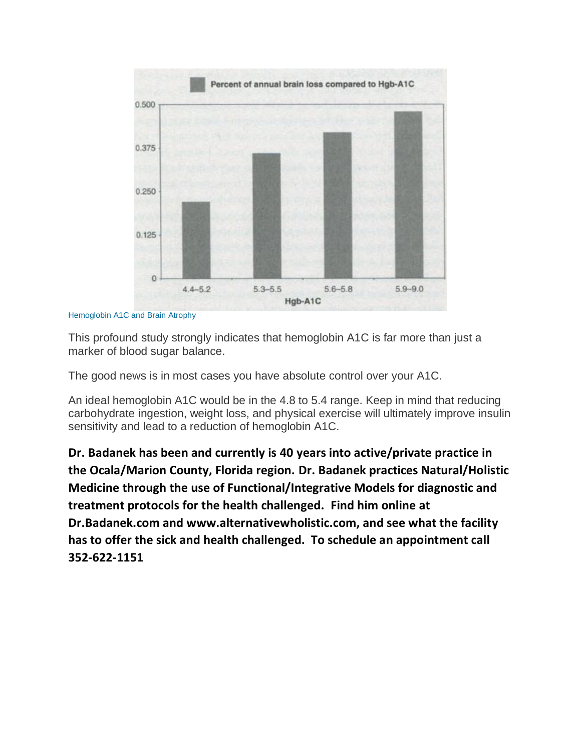Percent of annual brain loss compared to Hgb-A1C

0.500
0.375
0.250
0.125
0

4.4–5.2
5.3–5.5
5.6–5.8
5.9–9.0

Hgb-A1C

Hemoglobin A1C and Brain Atrophy

This profound study strongly indicates that hemoglobin A1C is far more than just a marker of blood sugar balance.

The good news is in most cases you have absolute control over your A1C.

An ideal hemoglobin A1C would be in the 4.8 to 5.4 range. Keep in mind that reducing carbohydrate ingestion, weight loss, and physical exercise will ultimately improve insulin sensitivity and lead to a reduction of hemoglobin A1C.

**Dr. Badanek has been and currently is 40 years into active/private practice in the Ocala/Marion County, Florida region. Dr. Badanek practices Natural/Holistic Medicine through the use of Functional/Integrative Models for diagnostic and treatment protocols for the health challenged. Find him online at Dr.Badanek.com and www.alternativewholistic.com, and see what the facility has to offer the sick and health challenged. To schedule an appointment call 352-622-1151**